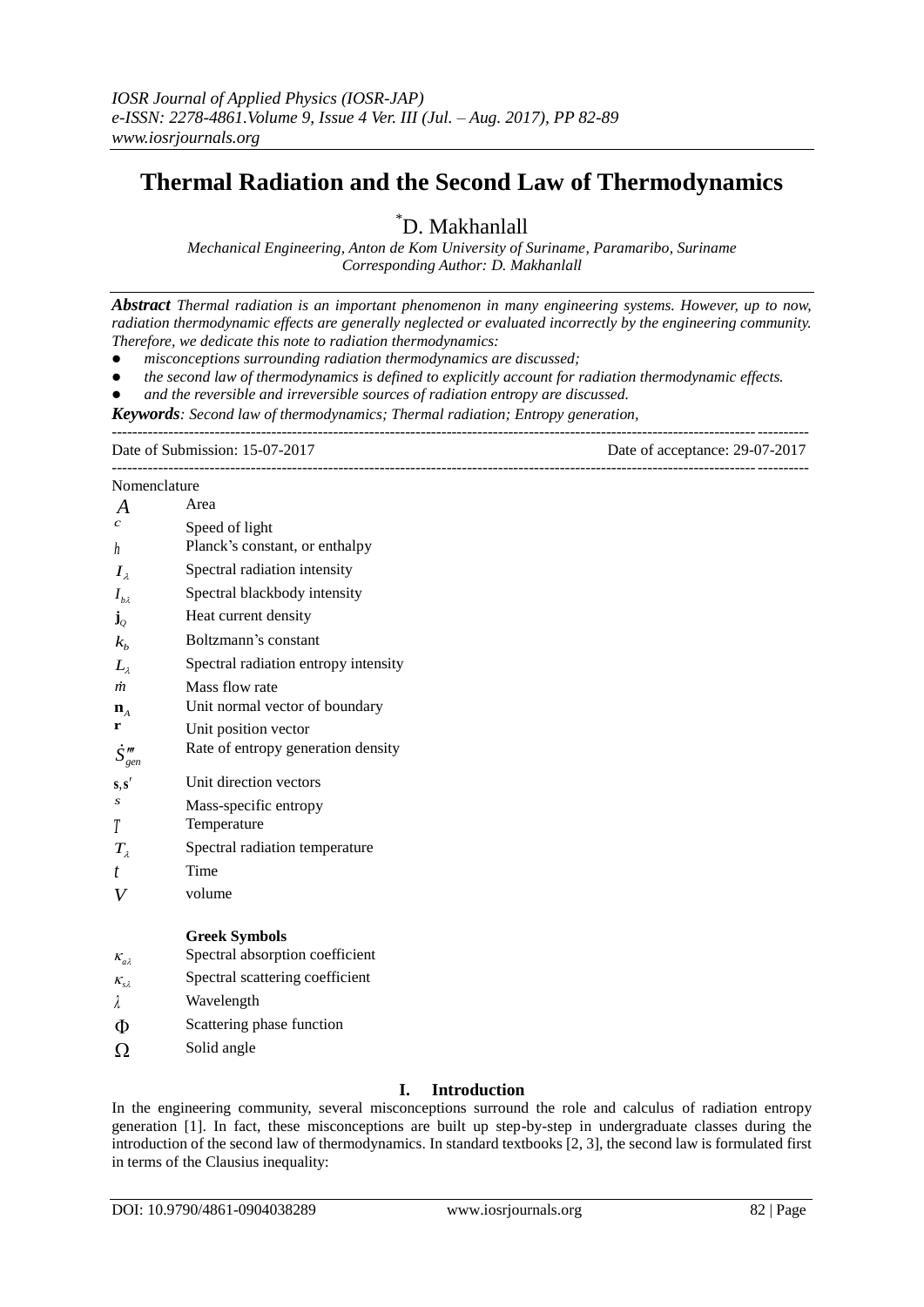# Thermal Radiation and the Second Law of Thermodynamics

[*]D. Makhanlall

*Mechanical Engineering, Anton de Kom University of Suriname, Paramaribo, Suriname*
*Corresponding Author: D. Makhanlall*

***Abstract*** *Thermal radiation is an important phenomenon in many engineering systems. However, up to now, radiation thermodynamic effects are generally neglected or evaluated incorrectly by the engineering community. Therefore, we dedicate this note to radiation thermodynamics:*

- *misconceptions surrounding radiation thermodynamics are discussed;*
- *the second law of thermodynamics is defined to explicitly account for radiation thermodynamic effects.*
- *and the reversible and irreversible sources of radiation entropy are discussed.*

***Keywords****: Second law of thermodynamics; Thermal radiation; Entropy generation,*

---

Date of Submission: 15-07-2017 Date of acceptance: 29-07-2017

---

Nomenclature

| | |
|---|---|
| $A$ | Area |
| $c$ | Speed of light |
| $h$ | Planck's constant, or enthalpy |
| $I_\lambda$ | Spectral radiation intensity |
| $I_{b\lambda}$ | Spectral blackbody intensity |
| $\mathbf{j}_Q$ | Heat current density |
| $k_b$ | Boltzmann's constant |
| $L_\lambda$ | Spectral radiation entropy intensity |
| $\dot{m}$ | Mass flow rate |
| $\mathbf{n}_A$ | Unit normal vector of boundary |
| $\mathbf{r}$ | Unit position vector |
| $\dot{S}'''_{gen}$ | Rate of entropy generation density |
| $\mathbf{s}, \mathbf{s}'$ | Unit direction vectors |
| $s$ | Mass-specific entropy |
| $T$ | Temperature |
| $T_\lambda$ | Spectral radiation temperature |
| $t$ | Time |
| $V$ | volume |

**Greek Symbols**

| | |
|---|---|
| $\kappa_{a\lambda}$ | Spectral absorption coefficient |
| $\kappa_{s\lambda}$ | Spectral scattering coefficient |
| $\lambda$ | Wavelength |
| $\Phi$ | Scattering phase function |
| $\Omega$ | Solid angle |

## I. Introduction

In the engineering community, several misconceptions surround the role and calculus of radiation entropy generation [1]. In fact, these misconceptions are built up step-by-step in undergraduate classes during the introduction of the second law of thermodynamics. In standard textbooks [2, 3], the second law is formulated first in terms of the Clausius inequality: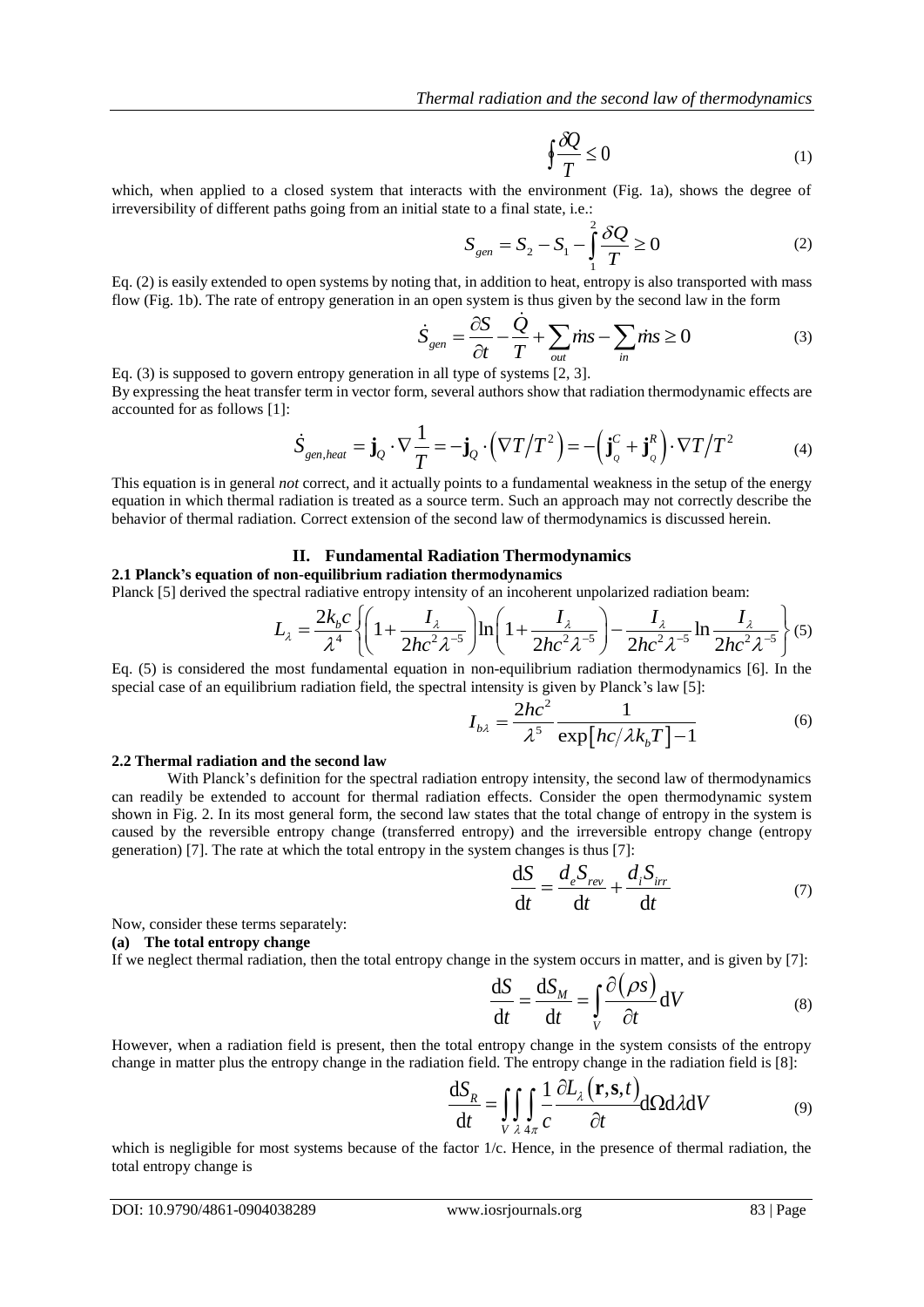$$\oint \frac{\delta Q}{T} \le 0 \tag{1}$$

which, when applied to a closed system that interacts with the environment (Fig. 1a), shows the degree of irreversibility of different paths going from an initial state to a final state, i.e.:

$$S_{gen} = S_2 - S_1 - \int_1^2 \frac{\delta Q}{T} \ge 0 \tag{2}$$

Eq. (2) is easily extended to open systems by noting that, in addition to heat, entropy is also transported with mass flow (Fig. 1b). The rate of entropy generation in an open system is thus given by the second law in the form

$$\dot{S}_{gen} = \frac{\partial S}{\partial t} - \frac{\dot{Q}}{T} + \sum_{out} \dot{m}s - \sum_{in} \dot{m}s \ge 0 \tag{3}$$

Eq. (3) is supposed to govern entropy generation in all type of systems [2, 3].

By expressing the heat transfer term in vector form, several authors show that radiation thermodynamic effects are accounted for as follows [1]:

$$\dot{S}_{gen,heat} = \mathbf{j}_Q \cdot \nabla \frac{1}{T} = -\mathbf{j}_Q \cdot \left( \nabla T / T^2 \right) = -\left( \mathbf{j}_Q^C + \mathbf{j}_Q^R \right) \cdot \nabla T / T^2 \tag{4}$$

This equation is in general *not* correct, and it actually points to a fundamental weakness in the setup of the energy equation in which thermal radiation is treated as a source term. Such an approach may not correctly describe the behavior of thermal radiation. Correct extension of the second law of thermodynamics is discussed herein.

## II. Fundamental Radiation Thermodynamics

### 2.1 Planck's equation of non-equilibrium radiation thermodynamics

Planck [5] derived the spectral radiative entropy intensity of an incoherent unpolarized radiation beam:

$$L_\lambda = \frac{2k_b c}{\lambda^4} \left\{ \left( 1 + \frac{I_\lambda}{2hc^2\lambda^{-5}} \right) \ln\left( 1 + \frac{I_\lambda}{2hc^2\lambda^{-5}} \right) - \frac{I_\lambda}{2hc^2\lambda^{-5}} \ln \frac{I_\lambda}{2hc^2\lambda^{-5}} \right\} \tag{5}$$

Eq. (5) is considered the most fundamental equation in non-equilibrium radiation thermodynamics [6]. In the special case of an equilibrium radiation field, the spectral intensity is given by Planck's law [5]:

$$I_{b\lambda} = \frac{2hc^2}{\lambda^5} \frac{1}{\exp\left[ hc/\lambda k_b T \right] - 1} \tag{6}$$

### 2.2 Thermal radiation and the second law

With Planck's definition for the spectral radiation entropy intensity, the second law of thermodynamics can readily be extended to account for thermal radiation effects. Consider the open thermodynamic system shown in Fig. 2. In its most general form, the second law states that the total change of entropy in the system is caused by the reversible entropy change (transferred entropy) and the irreversible entropy change (entropy generation) [7]. The rate at which the total entropy in the system changes is thus [7]:

$$\frac{\mathrm{d}S}{\mathrm{d}t} = \frac{d_e S_{rev}}{\mathrm{d}t} + \frac{d_i S_{irr}}{\mathrm{d}t} \tag{7}$$

Now, consider these terms separately:

**(a) The total entropy change**

If we neglect thermal radiation, then the total entropy change in the system occurs in matter, and is given by [7]:

$$\frac{\mathrm{d}S}{\mathrm{d}t} = \frac{\mathrm{d}S_M}{\mathrm{d}t} = \int_V \frac{\partial(\rho s)}{\partial t} \mathrm{d}V \tag{8}$$

However, when a radiation field is present, then the total entropy change in the system consists of the entropy change in matter plus the entropy change in the radiation field. The entropy change in the radiation field is [8]:

$$\frac{\mathrm{d}S_R}{\mathrm{d}t} = \int_V \int_\lambda \int_{4\pi} \frac{1}{c} \frac{\partial L_\lambda(\mathbf{r},\mathbf{s},t)}{\partial t} \mathrm{d}\Omega \mathrm{d}\lambda \mathrm{d}V \tag{9}$$

which is negligible for most systems because of the factor 1/c. Hence, in the presence of thermal radiation, the total entropy change is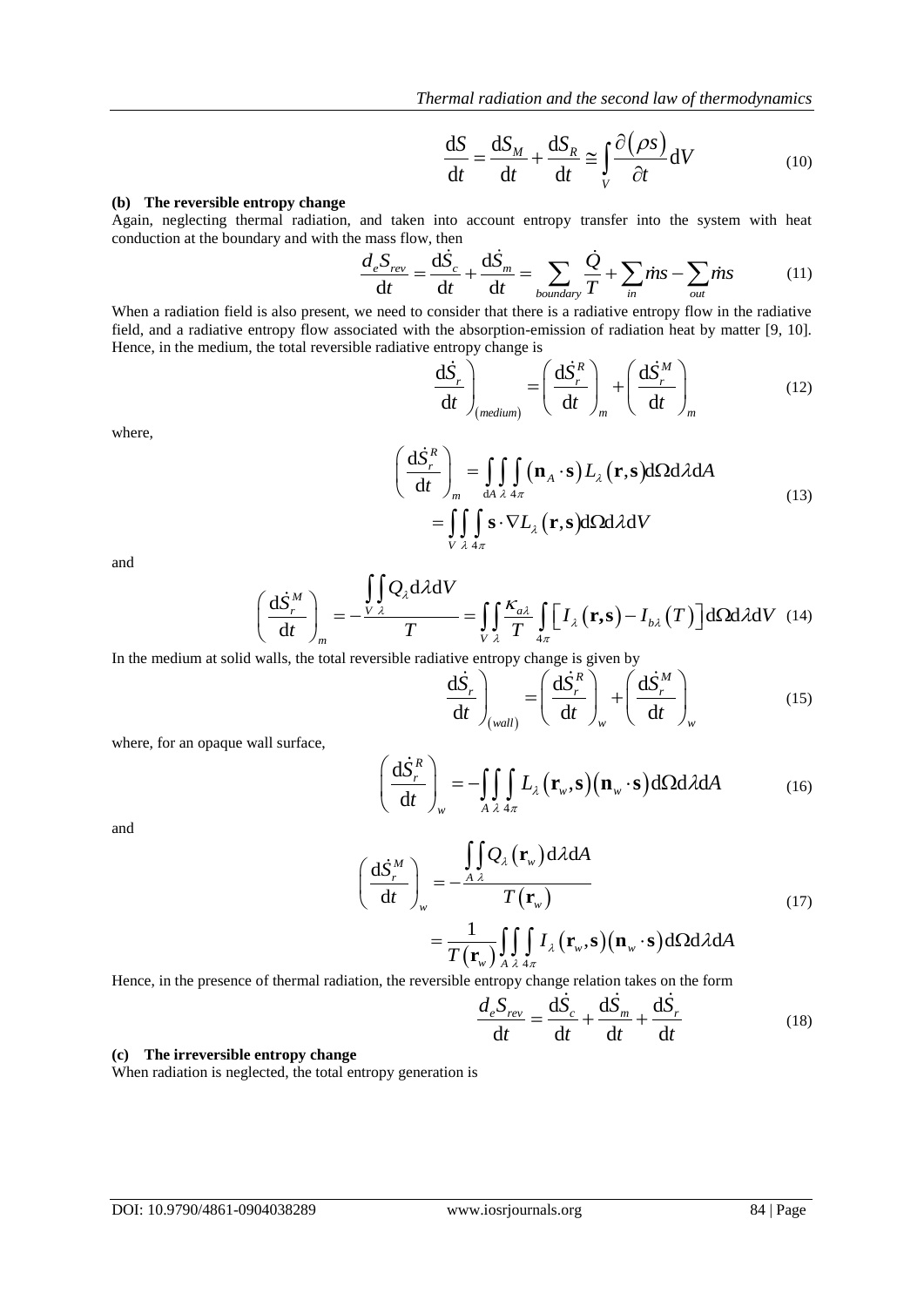$$\frac{\mathrm{d}S}{\mathrm{d}t} = \frac{\mathrm{d}S_M}{\mathrm{d}t} + \frac{\mathrm{d}S_R}{\mathrm{d}t} \cong \int_V \frac{\partial(\rho s)}{\partial t}\mathrm{d}V \tag{10}$$

**(b) The reversible entropy change**

Again, neglecting thermal radiation, and taken into account entropy transfer into the system with heat conduction at the boundary and with the mass flow, then

$$\frac{d_e S_{rev}}{\mathrm{d}t} = \frac{\mathrm{d}\dot{S}_c}{\mathrm{d}t} + \frac{\mathrm{d}\dot{S}_m}{\mathrm{d}t} = \sum_{boundary} \frac{\dot{Q}}{T} + \sum_{in} \dot{m}s - \sum_{out} \dot{m}s \tag{11}$$

When a radiation field is also present, we need to consider that there is a radiative entropy flow in the radiative field, and a radiative entropy flow associated with the absorption-emission of radiation heat by matter [9, 10]. Hence, in the medium, the total reversible radiative entropy change is

$$\left.\frac{\mathrm{d}\dot{S}_r}{\mathrm{d}t}\right)_{(medium)} = \left(\frac{\mathrm{d}\dot{S}_r^R}{\mathrm{d}t}\right)_m + \left(\frac{\mathrm{d}\dot{S}_r^M}{\mathrm{d}t}\right)_m \tag{12}$$

where,

$$\begin{aligned}\left(\frac{\mathrm{d}\dot{S}_r^R}{\mathrm{d}t}\right)_m &= \int_{\mathrm{d}A}\int_{\lambda}\int_{4\pi} (\mathbf{n}_A \cdot \mathbf{s}) L_\lambda(\mathbf{r},\mathbf{s}) \mathrm{d}\Omega \mathrm{d}\lambda \mathrm{d}A \\ &= \int_V\int_{\lambda}\int_{4\pi} \mathbf{s} \cdot \nabla L_\lambda(\mathbf{r},\mathbf{s}) \mathrm{d}\Omega \mathrm{d}\lambda \mathrm{d}V\end{aligned} \tag{13}$$

and

$$\left(\frac{\mathrm{d}\dot{S}_r^M}{\mathrm{d}t}\right)_m = -\frac{\int_V\int_\lambda Q_\lambda \mathrm{d}\lambda \mathrm{d}V}{T} = \int_V\int_\lambda \frac{\kappa_{a\lambda}}{T}\int_{4\pi}\left[I_\lambda(\mathbf{r},\mathbf{s}) - I_{b\lambda}(T)\right]\mathrm{d}\Omega \mathrm{d}\lambda \mathrm{d}V \tag{14}$$

In the medium at solid walls, the total reversible radiative entropy change is given by

$$\left.\frac{\mathrm{d}\dot{S}_r}{\mathrm{d}t}\right)_{(wall)} = \left(\frac{\mathrm{d}\dot{S}_r^R}{\mathrm{d}t}\right)_w + \left(\frac{\mathrm{d}\dot{S}_r^M}{\mathrm{d}t}\right)_w \tag{15}$$

where, for an opaque wall surface,

$$\left(\frac{\mathrm{d}\dot{S}_r^R}{\mathrm{d}t}\right)_w = -\int_A\int_\lambda\int_{4\pi} L_\lambda(\mathbf{r}_w,\mathbf{s})(\mathbf{n}_w \cdot \mathbf{s}) \mathrm{d}\Omega \mathrm{d}\lambda \mathrm{d}A \tag{16}$$

and

$$\begin{aligned}\left(\frac{\mathrm{d}\dot{S}_r^M}{\mathrm{d}t}\right)_w &= -\frac{\int_A\int_\lambda Q_\lambda(\mathbf{r}_w) \mathrm{d}\lambda \mathrm{d}A}{T(\mathbf{r}_w)} \\ &= \frac{1}{T(\mathbf{r}_w)}\int_A\int_\lambda\int_{4\pi} I_\lambda(\mathbf{r}_w,\mathbf{s})(\mathbf{n}_w \cdot \mathbf{s}) \mathrm{d}\Omega \mathrm{d}\lambda \mathrm{d}A\end{aligned} \tag{17}$$

Hence, in the presence of thermal radiation, the reversible entropy change relation takes on the form

$$\frac{d_e S_{rev}}{\mathrm{d}t} = \frac{\mathrm{d}\dot{S}_c}{\mathrm{d}t} + \frac{\mathrm{d}\dot{S}_m}{\mathrm{d}t} + \frac{\mathrm{d}\dot{S}_r}{\mathrm{d}t} \tag{18}$$

**(c) The irreversible entropy change**

When radiation is neglected, the total entropy generation is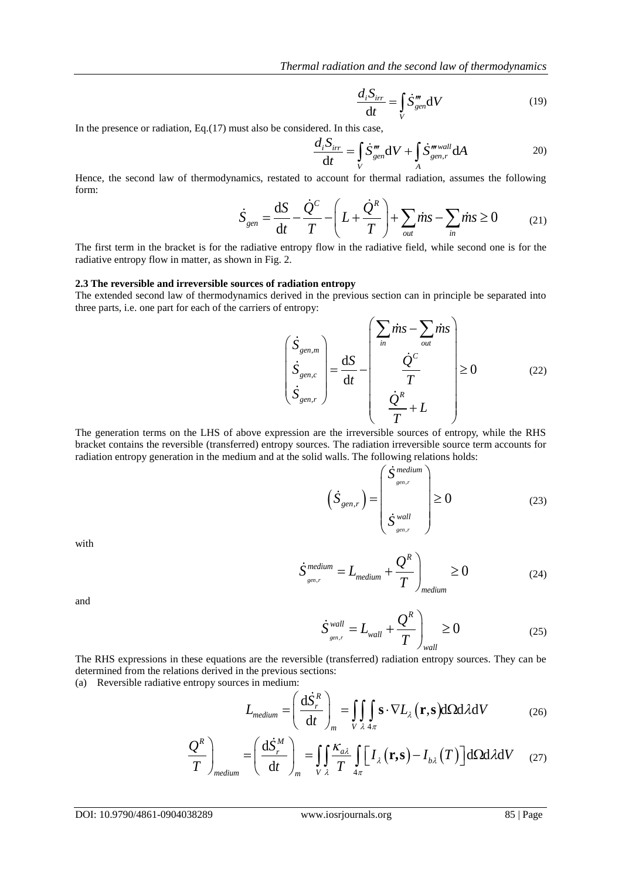$$\frac{d_i S_{irr}}{\mathrm{d}t} = \int_V \dot{S}'''_{gen} \mathrm{d}V \tag{19}$$

In the presence or radiation, Eq.(17) must also be considered. In this case,

$$\frac{d_i S_{irr}}{\mathrm{d}t} = \int_V \dot{S}'''_{gen} \mathrm{d}V + \int_A \dot{S}'''^{wall}_{gen,r} \mathrm{d}A \tag{20}$$

Hence, the second law of thermodynamics, restated to account for thermal radiation, assumes the following form:

$$\dot{S}_{gen} = \frac{\mathrm{d}S}{\mathrm{d}t} - \frac{\dot{Q}^C}{T} - \left( L + \frac{\dot{Q}^R}{T} \right) + \sum_{out} \dot{m}s - \sum_{in} \dot{m}s \geq 0 \tag{21}$$

The first term in the bracket is for the radiative entropy flow in the radiative field, while second one is for the radiative entropy flow in matter, as shown in Fig. 2.

**2.3 The reversible and irreversible sources of radiation entropy**

The extended second law of thermodynamics derived in the previous section can in principle be separated into three parts, i.e. one part for each of the carriers of entropy:

$$\begin{pmatrix} \dot{S}_{gen,m} \\ \dot{S}_{gen,c} \\ \dot{S}_{gen,r} \end{pmatrix} = \frac{\mathrm{d}S}{\mathrm{d}t} - \begin{pmatrix} \sum_{in} \dot{m}s - \sum_{out} \dot{m}s \\ \dfrac{\dot{Q}^C}{T} \\ \dfrac{\dot{Q}^R}{T} + L \end{pmatrix} \geq 0 \tag{22}$$

The generation terms on the LHS of above expression are the irreversible sources of entropy, while the RHS bracket contains the reversible (transferred) entropy sources. The radiation irreversible source term accounts for radiation entropy generation in the medium and at the solid walls. The following relations holds:

$$\left( \dot{S}_{gen,r} \right) = \begin{pmatrix} \dot{S}^{medium}_{gen,r} \\ \\ \dot{S}^{wall}_{gen,r} \end{pmatrix} \geq 0 \tag{23}$$

with

$$\dot{S}^{medium}_{gen,r} = L_{medium} + \left. \frac{Q^R}{T} \right)_{medium} \geq 0 \tag{24}$$

and

$$\dot{S}^{wall}_{gen,r} = L_{wall} + \left. \frac{Q^R}{T} \right)_{wall} \geq 0 \tag{25}$$

The RHS expressions in these equations are the reversible (transferred) radiation entropy sources. They can be determined from the relations derived in the previous sections:

(a) Reversible radiative entropy sources in medium:

$$L_{medium} = \left( \frac{\mathrm{d}\dot{S}^R_r}{\mathrm{d}t} \right)_m = \int_V \int_\lambda \int_{4\pi} \mathbf{s} \cdot \nabla L_\lambda (\mathbf{r}, \mathbf{s}) \mathrm{d}\Omega \mathrm{d}\lambda \mathrm{d}V \tag{26}$$

$$\left. \frac{Q^R}{T} \right)_{medium} = \left( \frac{\mathrm{d}\dot{S}^M_r}{\mathrm{d}t} \right)_m = \int_V \int_\lambda \frac{\kappa_{a\lambda}}{T} \int_{4\pi} \left[ I_\lambda (\mathbf{r}, \mathbf{s}) - I_{b\lambda} (T) \right] \mathrm{d}\Omega \mathrm{d}\lambda \mathrm{d}V \tag{27}$$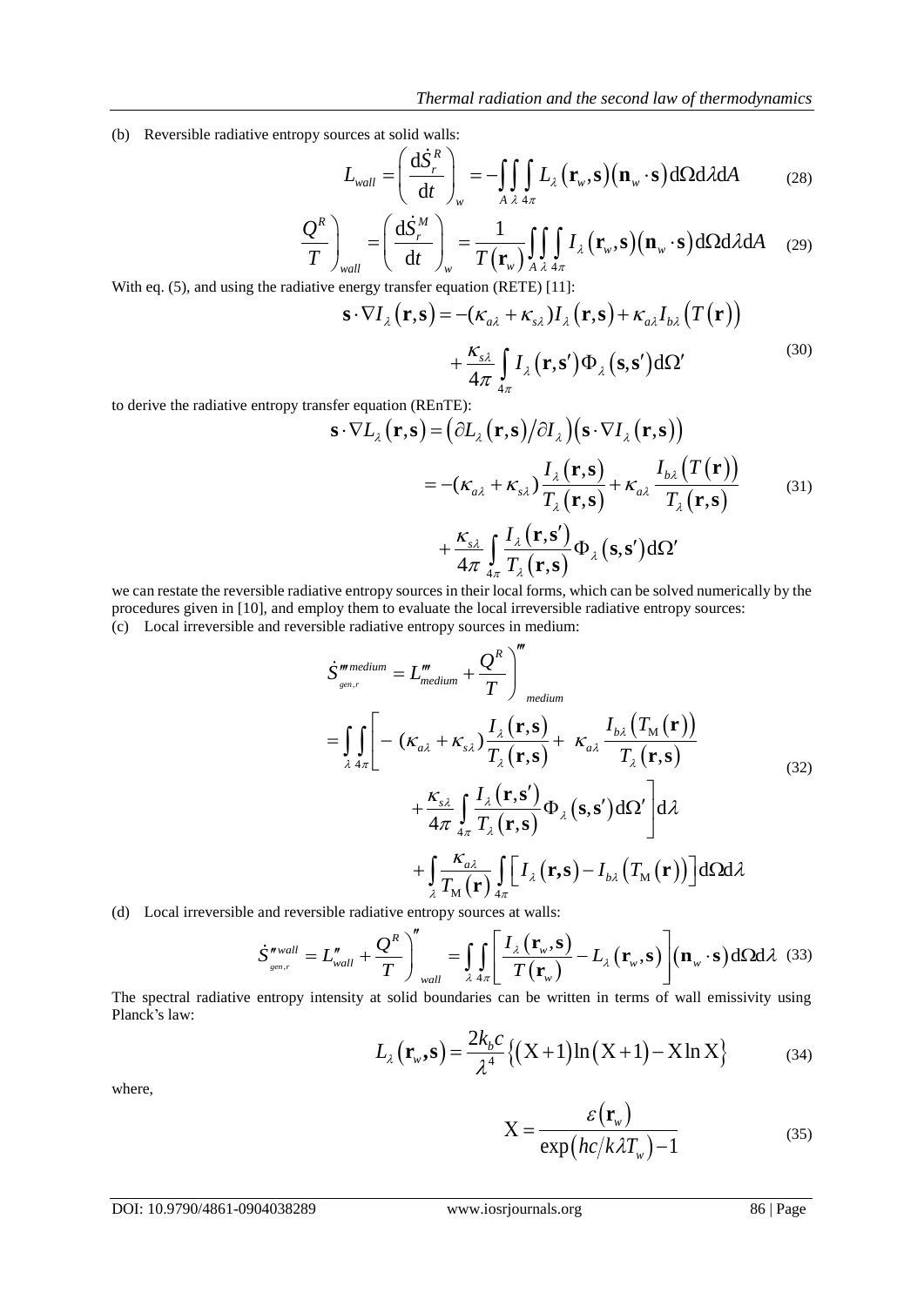(b) Reversible radiative entropy sources at solid walls:

$$L_{wall} = \left(\frac{\mathrm{d}\dot{S}_r^R}{\mathrm{d}t}\right)_w = -\int_A\int_\lambda\int_{4\pi} L_\lambda\left(\mathbf{r}_w,\mathbf{s}\right)\left(\mathbf{n}_w\cdot\mathbf{s}\right)\mathrm{d}\Omega\mathrm{d}\lambda\mathrm{d}A \tag{28}$$

$$\left.\frac{Q^R}{T}\right)_{wall} = \left(\frac{\mathrm{d}\dot{S}_r^M}{\mathrm{d}t}\right)_w = \frac{1}{T\left(\mathbf{r}_w\right)}\int_A\int_\lambda\int_{4\pi} I_\lambda\left(\mathbf{r}_w,\mathbf{s}\right)\left(\mathbf{n}_w\cdot\mathbf{s}\right)\mathrm{d}\Omega\mathrm{d}\lambda\mathrm{d}A \tag{29}$$

With eq. (5), and using the radiative energy transfer equation (RETE) [11]:

$$\begin{aligned}\mathbf{s}\cdot\nabla I_\lambda\left(\mathbf{r},\mathbf{s}\right) &= -(\kappa_{a\lambda}+\kappa_{s\lambda})I_\lambda\left(\mathbf{r},\mathbf{s}\right) + \kappa_{a\lambda}I_{b\lambda}\left(T\left(\mathbf{r}\right)\right)\\ &\quad + \frac{\kappa_{s\lambda}}{4\pi}\int_{4\pi} I_\lambda\left(\mathbf{r},\mathbf{s}'\right)\Phi_\lambda\left(\mathbf{s},\mathbf{s}'\right)\mathrm{d}\Omega'\end{aligned} \tag{30}$$

to derive the radiative entropy transfer equation (REnTE):

$$\begin{aligned}\mathbf{s}\cdot\nabla L_\lambda\left(\mathbf{r},\mathbf{s}\right) &= \left(\partial L_\lambda\left(\mathbf{r},\mathbf{s}\right)/\partial I_\lambda\right)\left(\mathbf{s}\cdot\nabla I_\lambda\left(\mathbf{r},\mathbf{s}\right)\right)\\ &= -(\kappa_{a\lambda}+\kappa_{s\lambda})\frac{I_\lambda\left(\mathbf{r},\mathbf{s}\right)}{T_\lambda\left(\mathbf{r},\mathbf{s}\right)} + \kappa_{a\lambda}\frac{I_{b\lambda}\left(T\left(\mathbf{r}\right)\right)}{T_\lambda\left(\mathbf{r},\mathbf{s}\right)}\\ &\quad + \frac{\kappa_{s\lambda}}{4\pi}\int_{4\pi}\frac{I_\lambda\left(\mathbf{r},\mathbf{s}'\right)}{T_\lambda\left(\mathbf{r},\mathbf{s}\right)}\Phi_\lambda\left(\mathbf{s},\mathbf{s}'\right)\mathrm{d}\Omega'\end{aligned} \tag{31}$$

we can restate the reversible radiative entropy sources in their local forms, which can be solved numerically by the procedures given in [10], and employ them to evaluate the local irreversible radiative entropy sources:

(c) Local irreversible and reversible radiative entropy sources in medium:

$$\begin{aligned}\dot{S}'''^{\,medium}_{gen,r} &= L'''_{medium} + \left.\frac{Q^R}{T}\right)'''_{medium}\\ &= \int_\lambda\int_{4\pi}\left[-(\kappa_{a\lambda}+\kappa_{s\lambda})\frac{I_\lambda\left(\mathbf{r},\mathbf{s}\right)}{T_\lambda\left(\mathbf{r},\mathbf{s}\right)} + \kappa_{a\lambda}\frac{I_{b\lambda}\left(T_\mathrm{M}\left(\mathbf{r}\right)\right)}{T_\lambda\left(\mathbf{r},\mathbf{s}\right)}\right.\\ &\qquad\left. + \frac{\kappa_{s\lambda}}{4\pi}\int_{4\pi}\frac{I_\lambda\left(\mathbf{r},\mathbf{s}'\right)}{T_\lambda\left(\mathbf{r},\mathbf{s}\right)}\Phi_\lambda\left(\mathbf{s},\mathbf{s}'\right)\mathrm{d}\Omega'\right]\mathrm{d}\lambda\\ &\quad + \int_\lambda\frac{\kappa_{a\lambda}}{T_\mathrm{M}\left(\mathbf{r}\right)}\int_{4\pi}\left[I_\lambda\left(\mathbf{r},\mathbf{s}\right) - I_{b\lambda}\left(T_\mathrm{M}\left(\mathbf{r}\right)\right)\right]\mathrm{d}\Omega\mathrm{d}\lambda\end{aligned} \tag{32}$$

(d) Local irreversible and reversible radiative entropy sources at walls:

$$\dot{S}''^{\,wall}_{gen,r} = L''_{wall} + \left.\frac{Q^R}{T}\right)''_{wall} = \int_\lambda\int_{4\pi}\left[\frac{I_\lambda\left(\mathbf{r}_w,\mathbf{s}\right)}{T\left(\mathbf{r}_w\right)} - L_\lambda\left(\mathbf{r}_w,\mathbf{s}\right)\right]\left(\mathbf{n}_w\cdot\mathbf{s}\right)\mathrm{d}\Omega\mathrm{d}\lambda \tag{33}$$

The spectral radiative entropy intensity at solid boundaries can be written in terms of wall emissivity using Planck's law:

$$L_\lambda\left(\mathbf{r}_w,\mathbf{s}\right) = \frac{2k_b c}{\lambda^4}\left\{\left(\mathrm{X}+1\right)\ln\left(\mathrm{X}+1\right) - \mathrm{X}\ln\mathrm{X}\right\} \tag{34}$$

where,

$$\mathrm{X} = \frac{\varepsilon\left(\mathbf{r}_w\right)}{\exp\left(hc/k\lambda T_w\right)-1} \tag{35}$$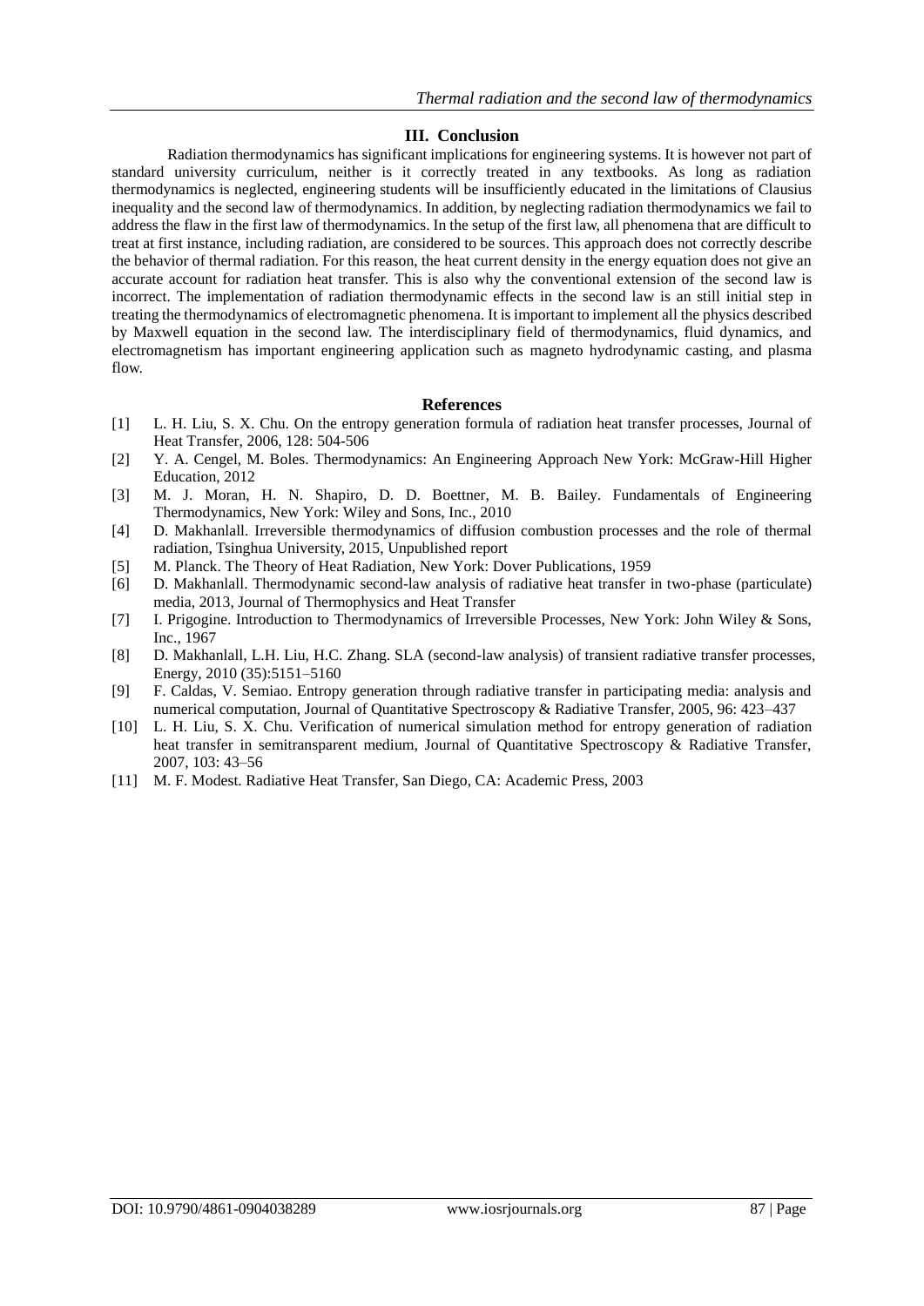## III. Conclusion

Radiation thermodynamics has significant implications for engineering systems. It is however not part of standard university curriculum, neither is it correctly treated in any textbooks. As long as radiation thermodynamics is neglected, engineering students will be insufficiently educated in the limitations of Clausius inequality and the second law of thermodynamics. In addition, by neglecting radiation thermodynamics we fail to address the flaw in the first law of thermodynamics. In the setup of the first law, all phenomena that are difficult to treat at first instance, including radiation, are considered to be sources. This approach does not correctly describe the behavior of thermal radiation. For this reason, the heat current density in the energy equation does not give an accurate account for radiation heat transfer. This is also why the conventional extension of the second law is incorrect. The implementation of radiation thermodynamic effects in the second law is an still initial step in treating the thermodynamics of electromagnetic phenomena. It is important to implement all the physics described by Maxwell equation in the second law. The interdisciplinary field of thermodynamics, fluid dynamics, and electromagnetism has important engineering application such as magneto hydrodynamic casting, and plasma flow.

## References

[1] L. H. Liu, S. X. Chu. On the entropy generation formula of radiation heat transfer processes, Journal of Heat Transfer, 2006, 128: 504-506

[2] Y. A. Cengel, M. Boles. Thermodynamics: An Engineering Approach New York: McGraw-Hill Higher Education, 2012

[3] M. J. Moran, H. N. Shapiro, D. D. Boettner, M. B. Bailey. Fundamentals of Engineering Thermodynamics, New York: Wiley and Sons, Inc., 2010

[4] D. Makhanlall. Irreversible thermodynamics of diffusion combustion processes and the role of thermal radiation, Tsinghua University, 2015, Unpublished report

[5] M. Planck. The Theory of Heat Radiation, New York: Dover Publications, 1959

[6] D. Makhanlall. Thermodynamic second-law analysis of radiative heat transfer in two-phase (particulate) media, 2013, Journal of Thermophysics and Heat Transfer

[7] I. Prigogine. Introduction to Thermodynamics of Irreversible Processes, New York: John Wiley & Sons, Inc., 1967

[8] D. Makhanlall, L.H. Liu, H.C. Zhang. SLA (second-law analysis) of transient radiative transfer processes, Energy, 2010 (35):5151–5160

[9] F. Caldas, V. Semiao. Entropy generation through radiative transfer in participating media: analysis and numerical computation, Journal of Quantitative Spectroscopy & Radiative Transfer, 2005, 96: 423–437

[10] L. H. Liu, S. X. Chu. Verification of numerical simulation method for entropy generation of radiation heat transfer in semitransparent medium, Journal of Quantitative Spectroscopy & Radiative Transfer, 2007, 103: 43–56

[11] M. F. Modest. Radiative Heat Transfer, San Diego, CA: Academic Press, 2003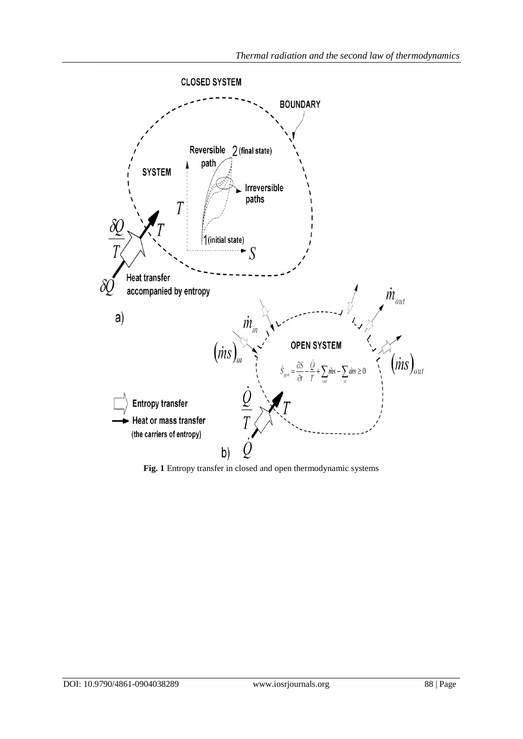CLOSED SYSTEM

BOUNDARY

SYSTEM

Reversible path

2 (final state)

Irreversible paths

1 (initial state)

$T$

$S$

$\frac{\delta Q}{T}$

$T$

$\delta Q$

Heat transfer accompanied by entropy

a)

$\dot{m}_{in}$

$(\dot{m}s)_{in}$

$\dot{m}_{out}$

$(\dot{m}s)_{out}$

OPEN SYSTEM

$$\dot{S}_{gen} = \frac{\partial S}{\partial t} - \frac{\dot{Q}}{T} + \sum_{out} \dot{m}s - \sum_{in} \dot{m}s \geq 0$$

$\frac{\dot{Q}}{T}$

$T$

$\dot{Q}$

Entropy transfer

Heat or mass transfer (the carriers of entropy)

b)

**Fig. 1** Entropy transfer in closed and open thermodynamic systems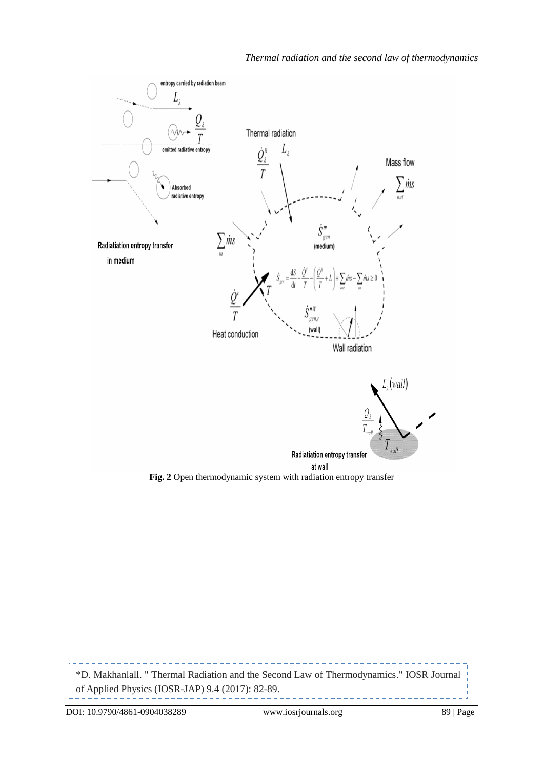entropy carried by radiation beam

$L_\lambda$

$\frac{Q_\lambda}{T}$

emitted radiative entropy

Absorbed radiative entropy

Radiatiation entropy transfer in medium

Thermal radiation

$\frac{\dot{Q}_\lambda^R}{T}$ $L_\lambda$

Mass flow

$\sum_{out} \dot{m}s$

$\sum_{in} \dot{m}s$

$\dot{S}'''_{gen}$ (medium)

$\dot{S}_{gen} = \frac{dS}{dt} - \frac{\dot{Q}^c}{T} - \left(\frac{\dot{Q}^R}{T} + L\right) + \sum_{out} \dot{m}s - \sum_{in} \dot{m}s \geq 0$

$\frac{\dot{Q}^c}{T}$ $T$

Heat conduction

$\dot{S}''^W_{gen,r}$ (wall)

Wall radiation

$L_\lambda(wall)$

$\frac{Q_\lambda}{T_{wall}}$

$T_{wall}$

Radiatiation entropy transfer at wall

**Fig. 2** Open thermodynamic system with radiation entropy transfer

*D. Makhanlall. " Thermal Radiation and the Second Law of Thermodynamics." IOSR Journal of Applied Physics (IOSR-JAP) 9.4 (2017): 82-89.